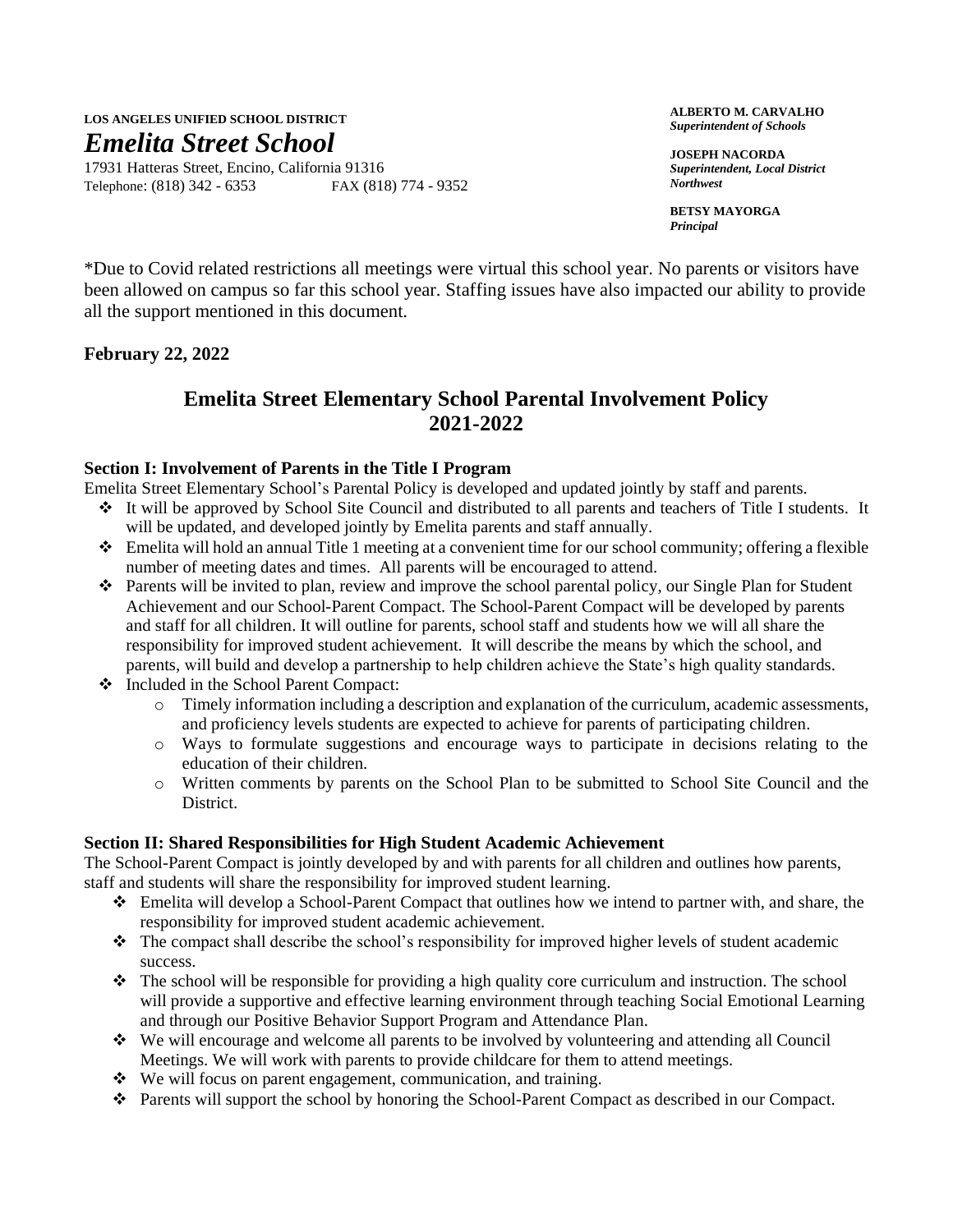**LOS ANGELES UNIFIED SCHOOL DISTRICT**

# *Emelita Street School*

17931 Hatteras Street, Encino, California 91316
Telephone: (818) 342 - 6353 FAX (818) 774 - 9352

**ALBERTO M. CARVALHO**
***Superintendent of Schools***

**JOSEPH NACORDA**
***Superintendent, Local District Northwest***

**BETSY MAYORGA**
***Principal***

*Due to Covid related restrictions all meetings were virtual this school year. No parents or visitors have been allowed on campus so far this school year. Staffing issues have also impacted our ability to provide all the support mentioned in this document.

**February 22, 2022**

## Emelita Street Elementary School Parental Involvement Policy 2021-2022

### Section I: Involvement of Parents in the Title I Program

Emelita Street Elementary School's Parental Policy is developed and updated jointly by staff and parents.

- It will be approved by School Site Council and distributed to all parents and teachers of Title I students. It will be updated, and developed jointly by Emelita parents and staff annually.
- Emelita will hold an annual Title 1 meeting at a convenient time for our school community; offering a flexible number of meeting dates and times. All parents will be encouraged to attend.
- Parents will be invited to plan, review and improve the school parental policy, our Single Plan for Student Achievement and our School-Parent Compact. The School-Parent Compact will be developed by parents and staff for all children. It will outline for parents, school staff and students how we will all share the responsibility for improved student achievement. It will describe the means by which the school, and parents, will build and develop a partnership to help children achieve the State's high quality standards.
- Included in the School Parent Compact:
  - Timely information including a description and explanation of the curriculum, academic assessments, and proficiency levels students are expected to achieve for parents of participating children.
  - Ways to formulate suggestions and encourage ways to participate in decisions relating to the education of their children.
  - Written comments by parents on the School Plan to be submitted to School Site Council and the District.

### Section II: Shared Responsibilities for High Student Academic Achievement

The School-Parent Compact is jointly developed by and with parents for all children and outlines how parents, staff and students will share the responsibility for improved student learning.

- Emelita will develop a School-Parent Compact that outlines how we intend to partner with, and share, the responsibility for improved student academic achievement.
- The compact shall describe the school's responsibility for improved higher levels of student academic success.
- The school will be responsible for providing a high quality core curriculum and instruction. The school will provide a supportive and effective learning environment through teaching Social Emotional Learning and through our Positive Behavior Support Program and Attendance Plan.
- We will encourage and welcome all parents to be involved by volunteering and attending all Council Meetings. We will work with parents to provide childcare for them to attend meetings.
- We will focus on parent engagement, communication, and training.
- Parents will support the school by honoring the School-Parent Compact as described in our Compact.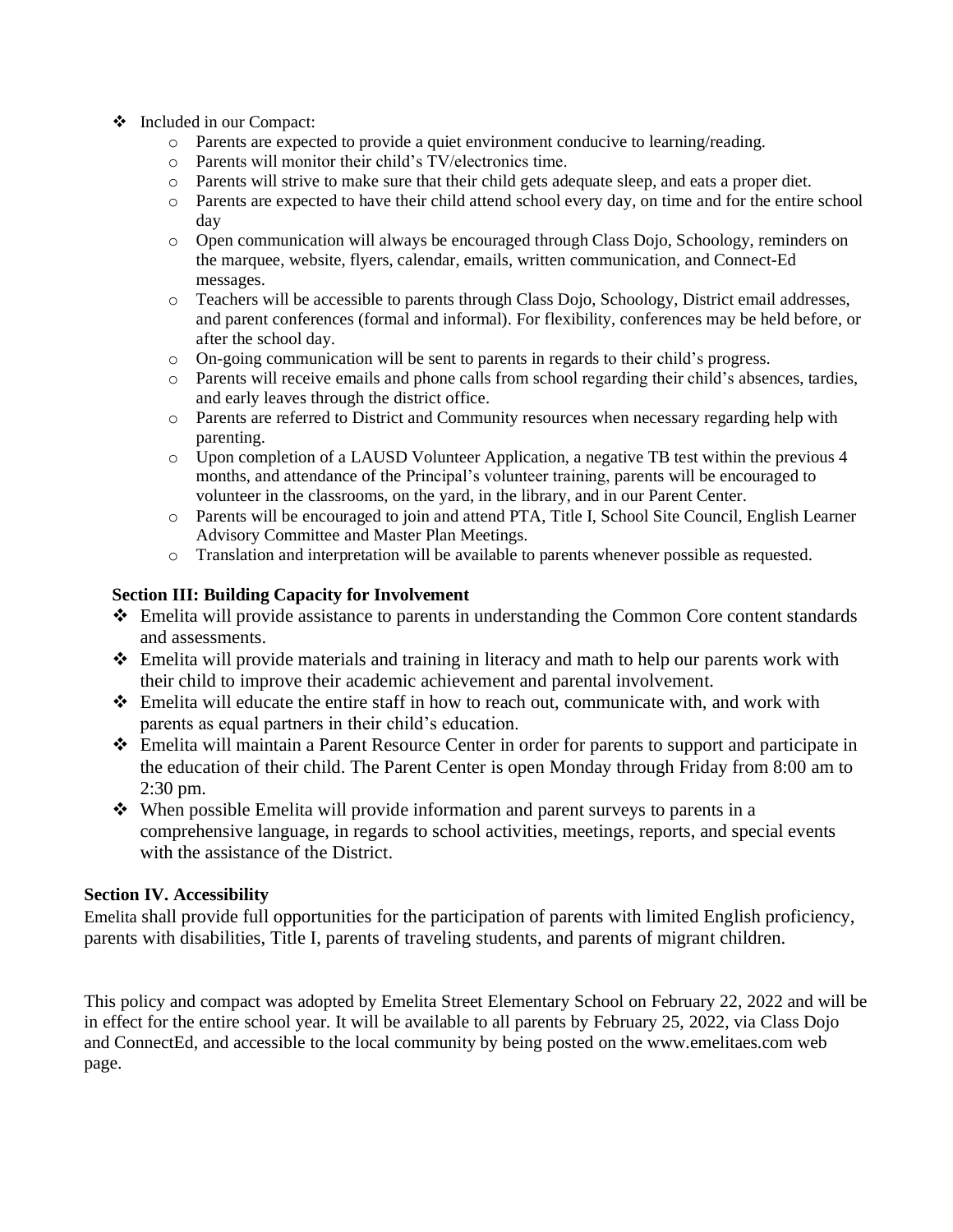- Included in our Compact:
    - Parents are expected to provide a quiet environment conducive to learning/reading.
    - Parents will monitor their child's TV/electronics time.
    - Parents will strive to make sure that their child gets adequate sleep, and eats a proper diet.
    - Parents are expected to have their child attend school every day, on time and for the entire school day
    - Open communication will always be encouraged through Class Dojo, Schoology, reminders on the marquee, website, flyers, calendar, emails, written communication, and Connect-Ed messages.
    - Teachers will be accessible to parents through Class Dojo, Schoology, District email addresses, and parent conferences (formal and informal). For flexibility, conferences may be held before, or after the school day.
    - On-going communication will be sent to parents in regards to their child's progress.
    - Parents will receive emails and phone calls from school regarding their child's absences, tardies, and early leaves through the district office.
    - Parents are referred to District and Community resources when necessary regarding help with parenting.
    - Upon completion of a LAUSD Volunteer Application, a negative TB test within the previous 4 months, and attendance of the Principal's volunteer training, parents will be encouraged to volunteer in the classrooms, on the yard, in the library, and in our Parent Center.
    - Parents will be encouraged to join and attend PTA, Title I, School Site Council, English Learner Advisory Committee and Master Plan Meetings.
    - Translation and interpretation will be available to parents whenever possible as requested.

**Section III: Building Capacity for Involvement**

- Emelita will provide assistance to parents in understanding the Common Core content standards and assessments.
- Emelita will provide materials and training in literacy and math to help our parents work with their child to improve their academic achievement and parental involvement.
- Emelita will educate the entire staff in how to reach out, communicate with, and work with parents as equal partners in their child's education.
- Emelita will maintain a Parent Resource Center in order for parents to support and participate in the education of their child. The Parent Center is open Monday through Friday from 8:00 am to 2:30 pm.
- When possible Emelita will provide information and parent surveys to parents in a comprehensive language, in regards to school activities, meetings, reports, and special events with the assistance of the District.

**Section IV. Accessibility**

Emelita shall provide full opportunities for the participation of parents with limited English proficiency, parents with disabilities, Title I, parents of traveling students, and parents of migrant children.

This policy and compact was adopted by Emelita Street Elementary School on February 22, 2022 and will be in effect for the entire school year. It will be available to all parents by February 25, 2022, via Class Dojo and ConnectEd, and accessible to the local community by being posted on the www.emelitaes.com web page.